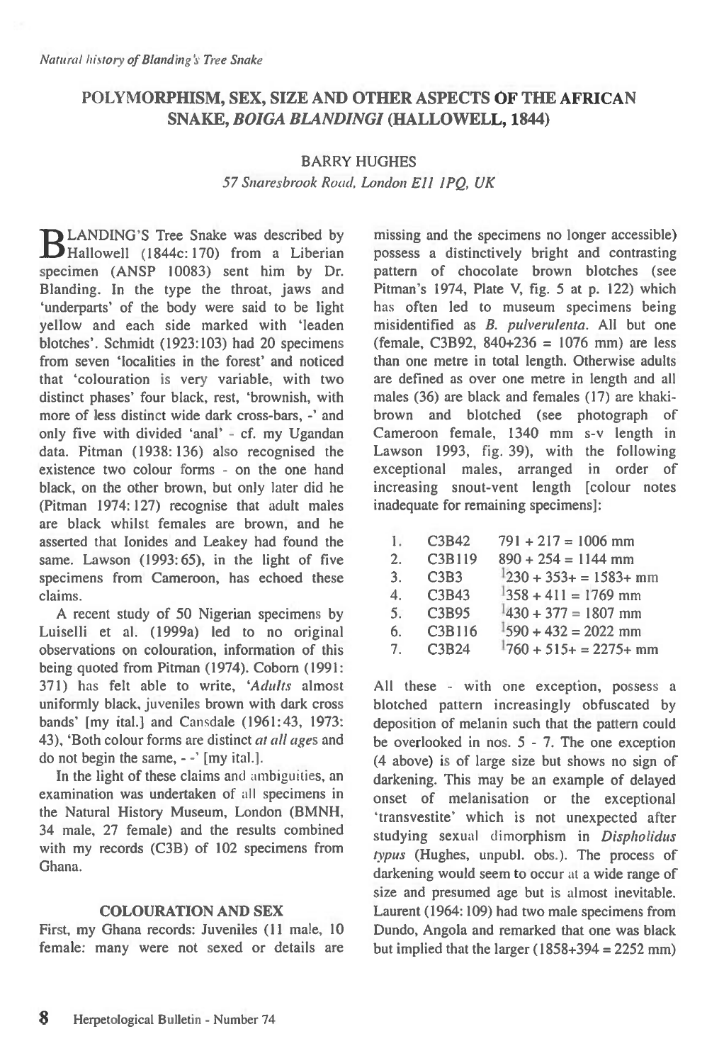# POLYMORPHISM, SEX, SIZE AND OTHER ASPECTS OF THE AFRICAN SNAKE, *BOIGA BLANDINGI* (HALLOWELL, 1844)

BARRY HUGHES

*57 Snaresbrook Road, London E11 1PQ, UK*

BLANDING'S Tree Snake was described by Hallowell (1844c: 170) from a Liberian specimen (ANSP 10083) sent him by Dr. Blanding. In the type the throat, jaws and 'underparts' of the body were said to be light yellow and each side marked with 'leaden blotches'. Schmidt (1923:103) had 20 specimens from seven 'localities in the forest' and noticed that 'colouration is very variable, with two distinct phases' four black, rest, 'brownish, with more of less distinct wide dark cross-bars, -' and only five with divided 'anal' - cf. my Ugandan data. Pitman (1938: 136) also recognised the existence two colour forms - on the one hand black, on the other brown, but only later did he (Pitman 1974: 127) recognise that adult males are black whilst females are brown, and he asserted that Ionides and Leakey had found the same. Lawson (1993: 65), in the light of five specimens from Cameroon, has echoed these claims.

A recent study of 50 Nigerian specimens by Luiselli et al. (1999a) led to no original observations on colouration, information of this being quoted from Pitman (1974). Coborn (1991: 371) has felt able to write, '*Adults* almost uniformly black, juveniles brown with dark cross bands' [my ital.] and Cansdale (1961: 43, 1973: 43), 'Both colour forms are distinct *at all ages* and do not begin the same, - -' [my ital.].

In the light of these claims and ambiguities, an examination was undertaken of all specimens in the Natural History Museum, London (BMNH, 34 male, 27 female) and the results combined with my records (C3B) of 102 specimens from Ghana.

## COLOURATION AND SEX

First, my Ghana records: Juveniles (11 male, 10 female: many were not sexed or details are missing and the specimens no longer accessible) possess a distinctively bright and contrasting pattern of chocolate brown blotches (see Pitman's 1974, Plate V, fig. 5 at p. 122) which has often led to museum specimens being misidentified as *B. pulverulenta*. All but one (female, C3B92, 840+236 = 1076 mm) are less than one metre in total length. Otherwise adults are defined as over one metre in length and all males (36) are black and females (17) are khaki-brown and blotched (see photograph of Cameroon female, 1340 mm s-v length in Lawson 1993, fig. 39), with the following exceptional males, arranged in order of increasing snout-vent length [colour notes inadequate for remaining specimens]:

1. C3B42 791 + 217 = 1006 mm
2. C3B119 890 + 254 = 1144 mm
3. C3B3 1230 + 353+ = 1583+ mm
4. C3B43 1358 + 411 = 1769 mm
5. C3B95 1430 + 377 = 1807 mm
6. C3B116 1590 + 432 = 2022 mm
7. C3B24 1760 + 515+ = 2275+ mm

All these - with one exception, possess a blotched pattern increasingly obfuscated by deposition of melanin such that the pattern could be overlooked in nos. 5 - 7. The one exception (4 above) is of large size but shows no sign of darkening. This may be an example of delayed onset of melanisation or the exceptional 'transvestite' which is not unexpected after studying sexual dimorphism in *Dispholidus typus* (Hughes, unpubl. obs.). The process of darkening would seem to occur at a wide range of size and presumed age but is almost inevitable. Laurent (1964: 109) had two male specimens from Dundo, Angola and remarked that one was black but implied that the larger (1858+394 = 2252 mm)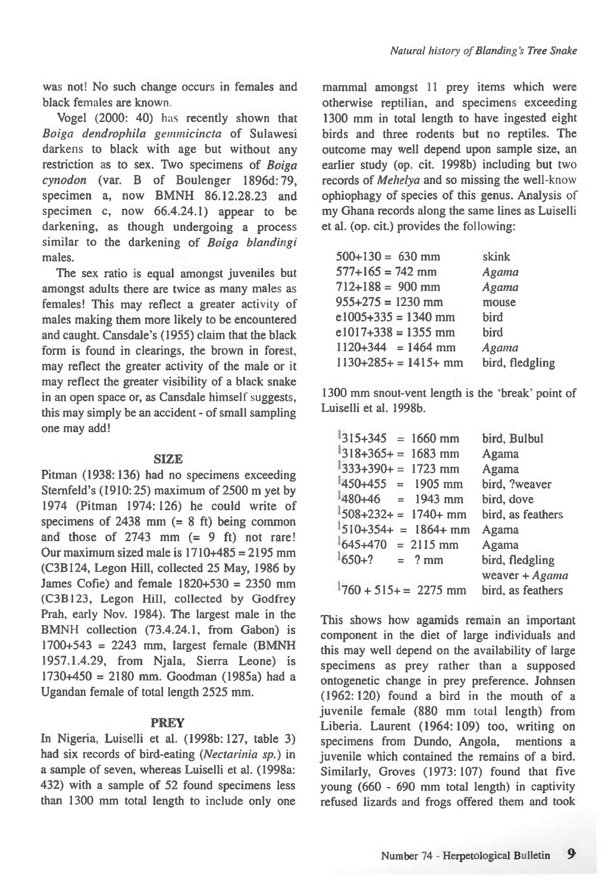was not! No such change occurs in females and black females are known.

Vogel (2000: 40) has recently shown that *Boiga dendrophila gemmicincta* of Sulawesi darkens to black with age but without any restriction as to sex. Two specimens of *Boiga cynodon* (var. B of Boulenger 1896d: 79, specimen a, now BMNH 86.12.28.23 and specimen c, now 66.4.24.1) appear to be darkening, as though undergoing a process similar to the darkening of *Boiga blandingi* males.

The sex ratio is equal amongst juveniles but amongst adults there are twice as many males as females! This may reflect a greater activity of males making them more likely to be encountered and caught. Cansdale's (1955) claim that the black form is found in clearings, the brown in forest, may reflect the greater activity of the male or it may reflect the greater visibility of a black snake in an open space or, as Cansdale himself suggests, this may simply be an accident - of small sampling one may add!

## SIZE

Pitman (1938: 136) had no specimens exceeding Sternfeld's (1910: 25) maximum of 2500 m yet by 1974 (Pitman 1974: 126) he could write of specimens of 2438 mm (= 8 ft) being common and those of 2743 mm (= 9 ft) not rare! Our maximum sized male is 1710+485 = 2195 mm (C3B124, Legon Hill, collected 25 May, 1986 by James Cofie) and female 1820+530 = 2350 mm (C3B123, Legon Hill, collected by Godfrey Prah, early Nov. 1984). The largest male in the BMNH collection (73.4.24.1, from Gabon) is 1700+543 = 2243 mm, largest female (BMNH 1957.1.4.29, from Njala, Sierra Leone) is 1730+450 = 2180 mm. Goodman (1985a) had a Ugandan female of total length 2525 mm.

## PREY

In Nigeria, Luiselli et al. (1998b: 127, table 3) had six records of bird-eating (*Nectarinia sp.*) in a sample of seven, whereas Luiselli et al. (1998a: 432) with a sample of 52 found specimens less than 1300 mm total length to include only one mammal amongst 11 prey items which were otherwise reptilian, and specimens exceeding 1300 mm in total length to have ingested eight birds and three rodents but no reptiles. The outcome may well depend upon sample size, an earlier study (op. cit. 1998b) including but two records of *Mehelya* and so missing the well-know ophiophagy of species of this genus. Analysis of my Ghana records along the same lines as Luiselli et al. (op. cit.) provides the following:

| | |
|---|---|
| 500+130 = 630 mm | skink |
| 577+165 = 742 mm | *Agama* |
| 712+188 = 900 mm | *Agama* |
| 955+275 = 1230 mm | mouse |
| e1005+335 = 1340 mm | bird |
| e1017+338 = 1355 mm | bird |
| 1120+344 = 1464 mm | *Agama* |
| 1130+285+ = 1415+ mm | bird, fledgling |

1300 mm snout-vent length is the 'break' point of Luiselli et al. 1998b.

| | |
|---|---|
| 1315+345 = 1660 mm | bird, Bulbul |
| 1318+365+ = 1683 mm | Agama |
| 1333+390+ = 1723 mm | Agama |
| 1450+455 = 1905 mm | bird, ?weaver |
| 1480+46 = 1943 mm | bird, dove |
| 1508+232+ = 1740+ mm | bird, as feathers |
| 1510+354+ = 1864+ mm | Agama |
| 1645+470 = 2115 mm | Agama |
| 1650+? = ? mm | bird, fledgling weaver + *Agama* |
| 1760 + 515+ = 2275 mm | bird, as feathers |

This shows how agamids remain an important component in the diet of large individuals and this may well depend on the availability of large specimens as prey rather than a supposed ontogenetic change in prey preference. Johnsen (1962: 120) found a bird in the mouth of a juvenile female (880 mm total length) from Liberia. Laurent (1964: 109) too, writing on specimens from Dundo, Angola, mentions a juvenile which contained the remains of a bird. Similarly, Groves (1973: 107) found that five young (660 - 690 mm total length) in captivity refused lizards and frogs offered them and took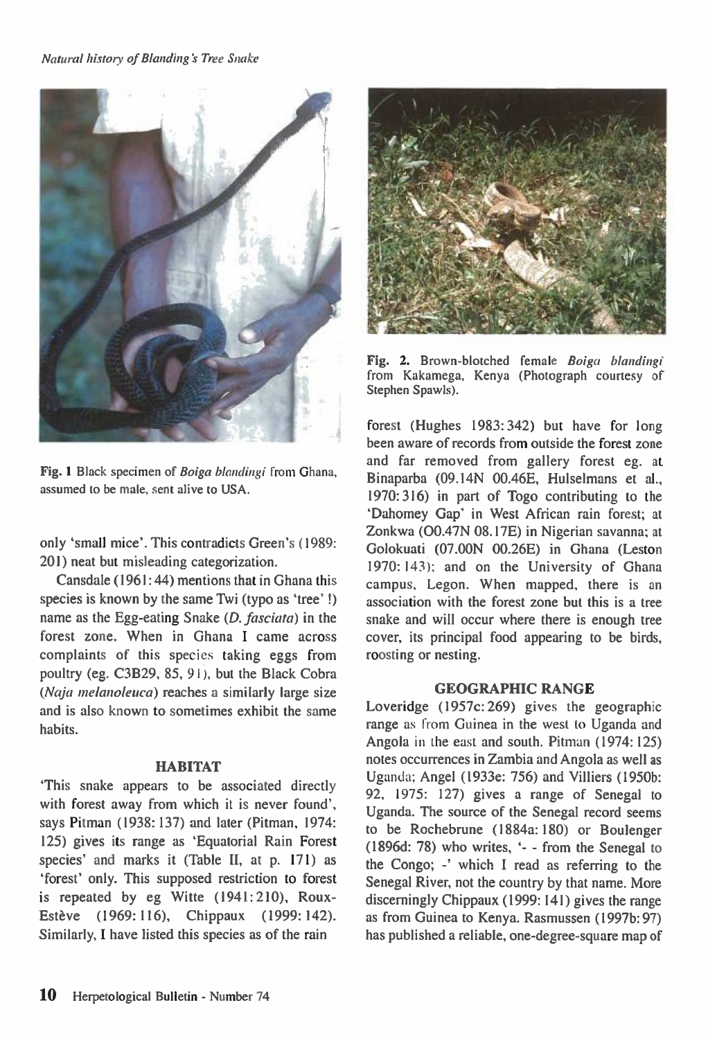Fig. 1 Black specimen of *Boiga blandingi* from Ghana, assumed to be male, sent alive to USA.

Fig. 2. Brown-blotched female *Boiga blandingi* from Kakamega, Kenya (Photograph courtesy of Stephen Spawls).

only 'small mice'. This contradicts Green's (1989: 201) neat but misleading categorization.

Cansdale (1961: 44) mentions that in Ghana this species is known by the same Twi (typo as 'tree' !) name as the Egg-eating Snake (*D. fasciata*) in the forest zone. When in Ghana I came across complaints of this species taking eggs from poultry (eg. C3B29, 85, 91), but the Black Cobra (*Naja melanoleuca*) reaches a similarly large size and is also known to sometimes exhibit the same habits.

## HABITAT

'This snake appears to be associated directly with forest away from which it is never found', says Pitman (1938: 137) and later (Pitman, 1974: 125) gives its range as 'Equatorial Rain Forest species' and marks it (Table II, at p. 171) as 'forest' only. This supposed restriction to forest is repeated by eg Witte (1941: 210), Roux-Estève (1969: 116), Chippaux (1999: 142). Similarly, I have listed this species as of the rain forest (Hughes 1983: 342) but have for long been aware of records from outside the forest zone and far removed from gallery forest eg. at Binaparba (09.14N 00.46E, Hulselmans et al., 1970: 316) in part of Togo contributing to the 'Dahomey Gap' in West African rain forest; at Zonkwa (O0.47N 08.17E) in Nigerian savanna; at Golokuati (07.00N 00.26E) in Ghana (Leston 1970: 143); and on the University of Ghana campus, Legon. When mapped, there is an association with the forest zone but this is a tree snake and will occur where there is enough tree cover, its principal food appearing to be birds, roosting or nesting.

## GEOGRAPHIC RANGE

Loveridge (1957c: 269) gives the geographic range as from Guinea in the west to Uganda and Angola in the east and south. Pitman (1974: 125) notes occurrences in Zambia and Angola as well as Uganda; Angel (1933e: 756) and Villiers (1950b: 92, 1975: 127) gives a range of Senegal to Uganda. The source of the Senegal record seems to be Rochebrune (1884a: 180) or Boulenger (1896d: 78) who writes, '- - from the Senegal to the Congo; -' which I read as referring to the Senegal River, not the country by that name. More discerningly Chippaux (1999: 141) gives the range as from Guinea to Kenya. Rasmussen (1997b: 97) has published a reliable, one-degree-square map of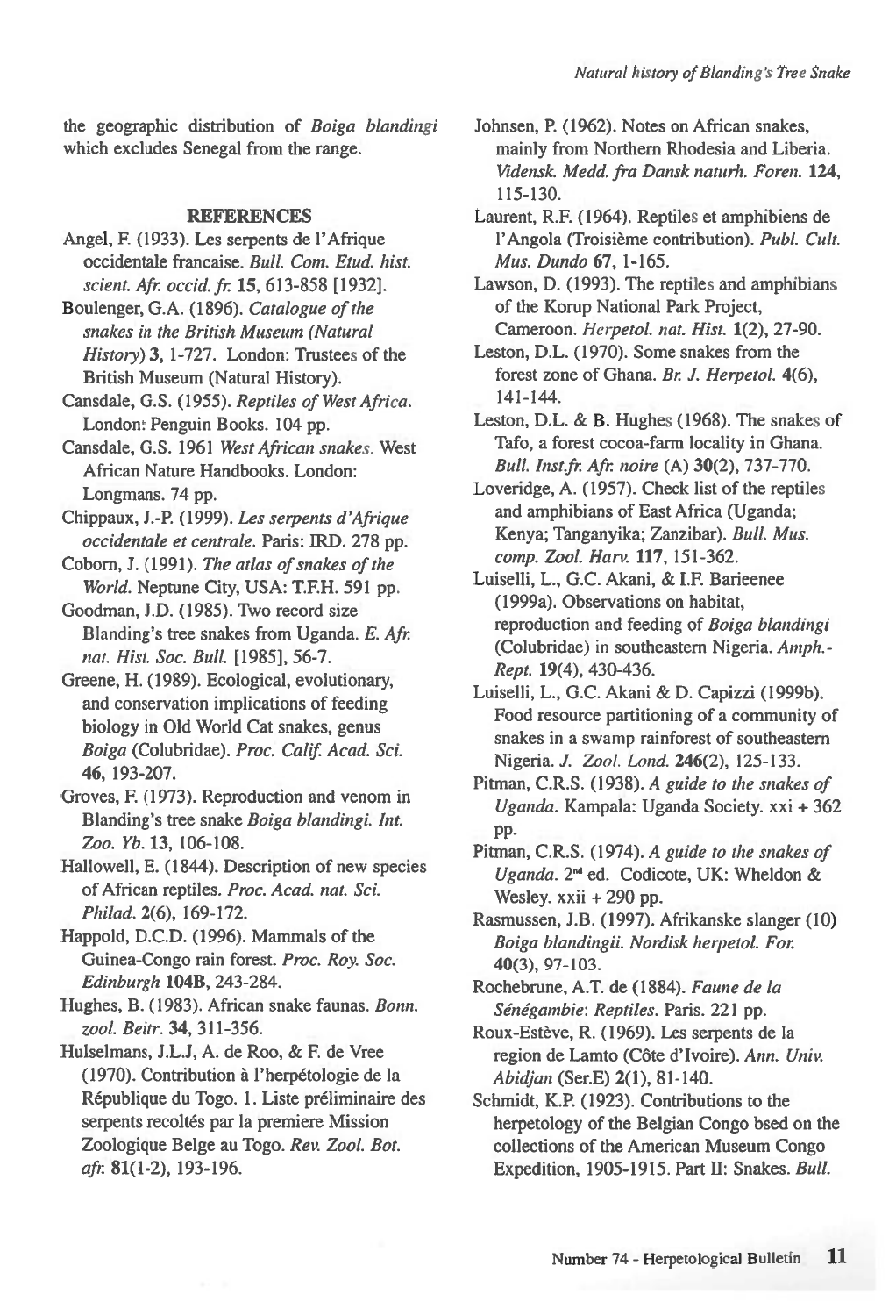the geographic distribution of *Boiga blandingi* which excludes Senegal from the range.

## REFERENCES

Angel, F. (1933). Les serpents de l'Afrique occidentale francaise. *Bull. Com. Etud. hist. scient. Afr. occid. fr.* **15**, 613-858 [1932].

Boulenger, G.A. (1896). *Catalogue of the snakes in the British Museum (Natural History)* **3**, 1-727. London: Trustees of the British Museum (Natural History).

Cansdale, G.S. (1955). *Reptiles of West Africa.* London: Penguin Books. 104 pp.

Cansdale, G.S. 1961 *West African snakes.* West African Nature Handbooks. London: Longmans. 74 pp.

Chippaux, J.-P. (1999). *Les serpents d'Afrique occidentale et centrale.* Paris: IRD. 278 pp.

Coborn, J. (1991). *The atlas of snakes of the World.* Neptune City, USA: T.F.H. 591 pp.

Goodman, J.D. (1985). Two record size Blanding's tree snakes from Uganda. *E. Afr. nat. Hist. Soc. Bull.* [1985], 56-7.

Greene, H. (1989). Ecological, evolutionary, and conservation implications of feeding biology in Old World Cat snakes, genus *Boiga* (Colubridae). *Proc. Calif. Acad. Sci.* **46**, 193-207.

Groves, F. (1973). Reproduction and venom in Blanding's tree snake *Boiga blandingi. Int. Zoo. Yb.* **13**, 106-108.

Hallowell, E. (1844). Description of new species of African reptiles. *Proc. Acad. nat. Sci. Philad.* **2**(6), 169-172.

Happold, D.C.D. (1996). Mammals of the Guinea-Congo rain forest. *Proc. Roy. Soc. Edinburgh* **104B**, 243-284.

Hughes, B. (1983). African snake faunas. *Bonn. zool. Beitr.* **34**, 311-356.

Hulselmans, J.L.J, A. de Roo, & F. de Vree (1970). Contribution à l'herpétologie de la République du Togo. 1. Liste préliminaire des serpents recoltés par la premiere Mission Zoologique Belge au Togo. *Rev. Zool. Bot. afr.* **81**(1-2), 193-196.

Johnsen, P. (1962). Notes on African snakes, mainly from Northern Rhodesia and Liberia. *Vidensk. Medd. fra Dansk naturh. Foren.* **124**, 115-130.

Laurent, R.F. (1964). Reptiles et amphibiens de l'Angola (Troisième contribution). *Publ. Cult. Mus. Dundo* **67**, 1-165.

Lawson, D. (1993). The reptiles and amphibians of the Korup National Park Project, Cameroon. *Herpetol. nat. Hist.* **1**(2), 27-90.

Leston, D.L. (1970). Some snakes from the forest zone of Ghana. *Br. J. Herpetol.* **4**(6), 141-144.

Leston, D.L. & B. Hughes (1968). The snakes of Tafo, a forest cocoa-farm locality in Ghana. *Bull. Inst.fr. Afr. noire* (A) **30**(2), 737-770.

Loveridge, A. (1957). Check list of the reptiles and amphibians of East Africa (Uganda; Kenya; Tanganyika; Zanzibar). *Bull. Mus. comp. Zool. Harv.* **117**, 151-362.

Luiselli, L., G.C. Akani, & I.F. Barieenee (1999a). Observations on habitat, reproduction and feeding of *Boiga blandingi* (Colubridae) in southeastern Nigeria. *Amph.-Rept.* **19**(4), 430-436.

Luiselli, L., G.C. Akani & D. Capizzi (1999b). Food resource partitioning of a community of snakes in a swamp rainforest of southeastern Nigeria. *J. Zool. Lond.* **246**(2), 125-133.

Pitman, C.R.S. (1938). *A guide to the snakes of Uganda.* Kampala: Uganda Society. xxi + 362 pp.

Pitman, C.R.S. (1974). *A guide to the snakes of Uganda.* 2nd ed. Codicote, UK: Wheldon & Wesley. xxii + 290 pp.

Rasmussen, J.B. (1997). Afrikanske slanger (10) *Boiga blandingii. Nordisk herpetol. For.* **40**(3), 97-103.

Rochebrune, A.T. de (1884). *Faune de la Sénégambie: Reptiles.* Paris. 221 pp.

Roux-Estève, R. (1969). Les serpents de la region de Lamto (Côte d'Ivoire). *Ann. Univ. Abidjan* (Ser.E) **2**(1), 81-140.

Schmidt, K.P. (1923). Contributions to the herpetology of the Belgian Congo bsed on the collections of the American Museum Congo Expedition, 1905-1915. Part II: Snakes. *Bull.*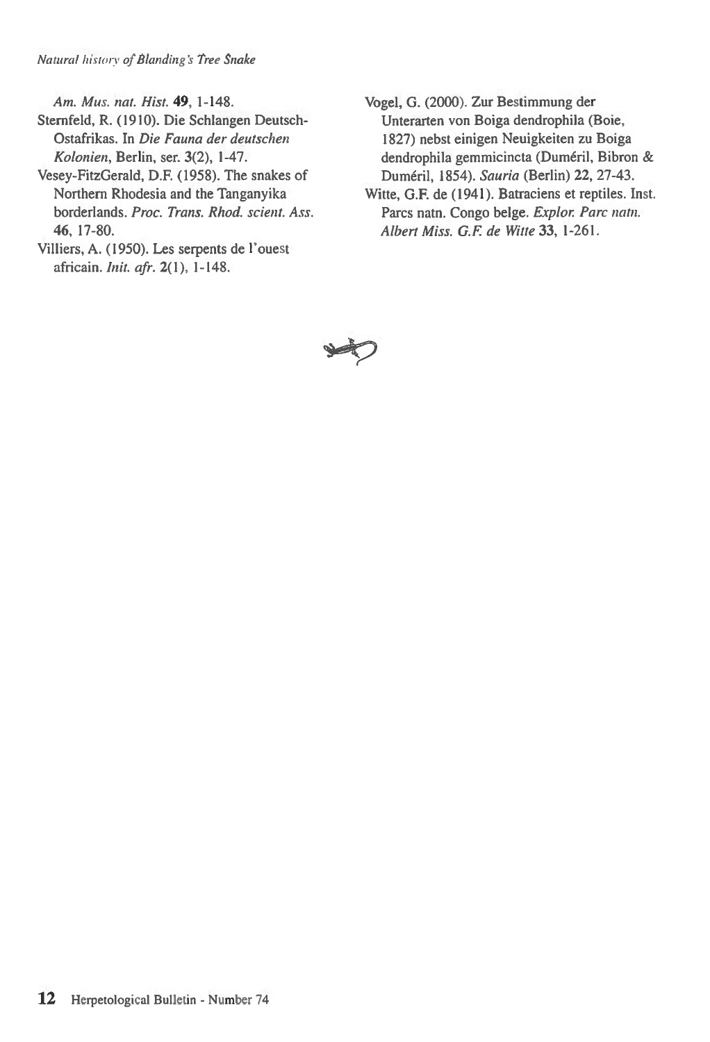*Am. Mus. nat. Hist.* **49**, 1-148.

Sternfeld, R. (1910). Die Schlangen Deutsch-Ostafrikas. In *Die Fauna der deutschen Kolonien*, Berlin, ser. 3(2), 1-47.

Vesey-FitzGerald, D.F. (1958). The snakes of Northern Rhodesia and the Tanganyika borderlands. *Proc. Trans. Rhod. scient. Ass.* **46**, 17-80.

Villiers, A. (1950). Les serpents de l'ouest africain. *Init. afr.* **2**(1), 1-148.

Vogel, G. (2000). Zur Bestimmung der Unterarten von Boiga dendrophila (Boie, 1827) nebst einigen Neuigkeiten zu Boiga dendrophila gemmicincta (Duméril, Bibron & Duméril, 1854). *Sauria* (Berlin) **22**, 27-43.

Witte, G.F. de (1941). Batraciens et reptiles. Inst. Parcs natn. Congo belge. *Explor. Parc natn. Albert Miss. G.F. de Witte* **33**, 1-261.